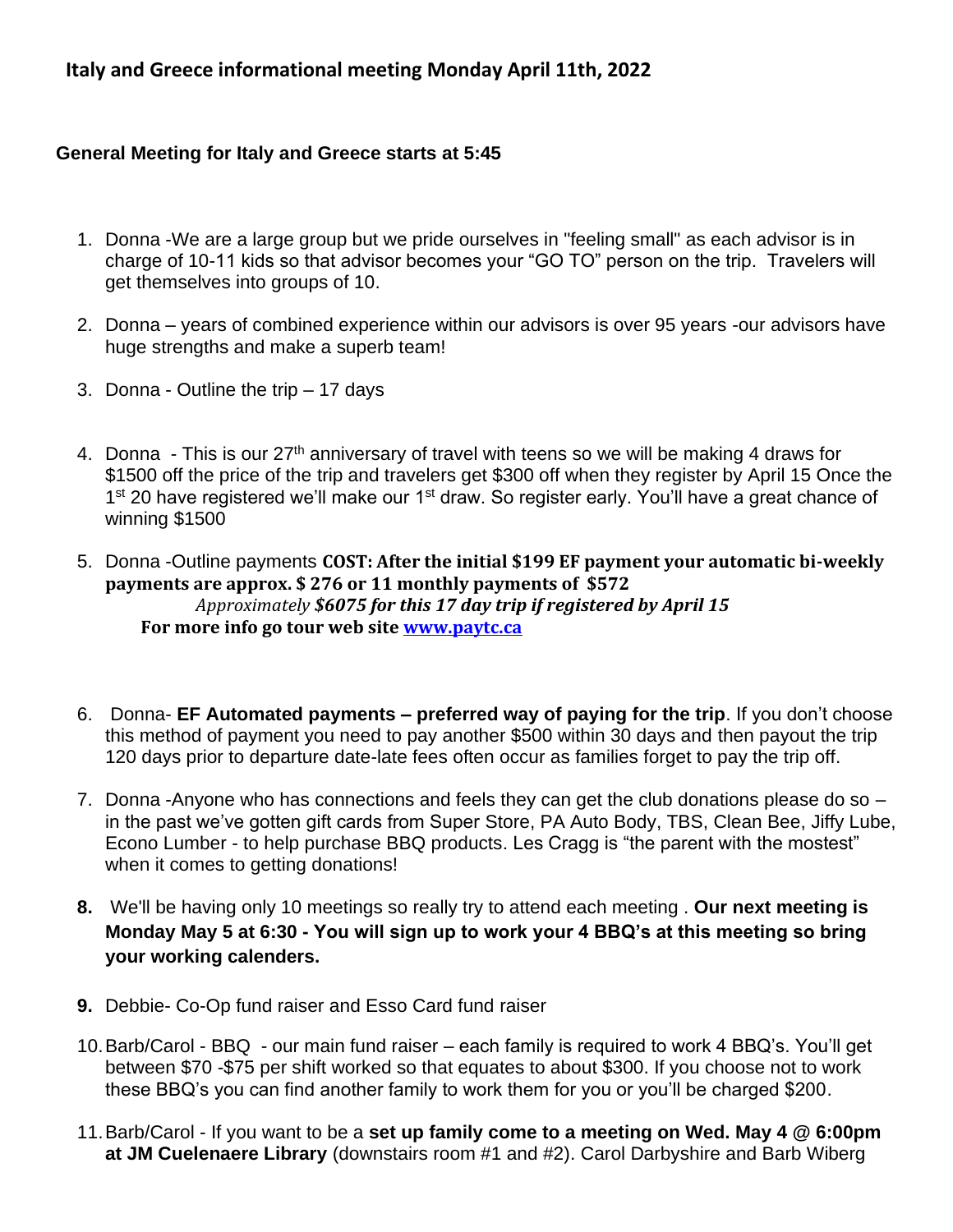## Italy and Greece informational meeting Monday April 11th, 2022

**General Meeting for Italy and Greece starts at 5:45**

1. Donna -We are a large group but we pride ourselves in "feeling small" as each advisor is in charge of 10-11 kids so that advisor becomes your "GO TO" person on the trip. Travelers will get themselves into groups of 10.

2. Donna – years of combined experience within our advisors is over 95 years -our advisors have huge strengths and make a superb team!

3. Donna - Outline the trip – 17 days

4. Donna - This is our 27th anniversary of travel with teens so we will be making 4 draws for $1500 off the price of the trip and travelers get $300 off when they register by April 15 Once the 1st 20 have registered we'll make our 1st draw. So register early. You'll have a great chance of winning $1500

5. Donna -Outline payments **COST: After the initial $199 EF payment your automatic bi-weekly payments are approx. $ 276 or 11 monthly payments of $572**
   *Approximately **$6075 for this 17 day trip if registered by April 15***
   **For more info go tour web site [www.paytc.ca](www.paytc.ca)**

6. Donna- **EF Automated payments – preferred way of paying for the trip**. If you don't choose this method of payment you need to pay another $500 within 30 days and then payout the trip 120 days prior to departure date-late fees often occur as families forget to pay the trip off.

7. Donna -Anyone who has connections and feels they can get the club donations please do so – in the past we've gotten gift cards from Super Store, PA Auto Body, TBS, Clean Bee, Jiffy Lube, Econo Lumber - to help purchase BBQ products. Les Cragg is "the parent with the mostest" when it comes to getting donations!

8. We'll be having only 10 meetings so really try to attend each meeting . **Our next meeting is Monday May 5 at 6:30 - You will sign up to work your 4 BBQ's at this meeting so bring your working calenders.**

9. Debbie- Co-Op fund raiser and Esso Card fund raiser

10. Barb/Carol - BBQ - our main fund raiser – each family is required to work 4 BBQ's. You'll get between $70 -$75 per shift worked so that equates to about $300. If you choose not to work these BBQ's you can find another family to work them for you or you'll be charged $200.

11. Barb/Carol - If you want to be a **set up family come to a meeting on Wed. May 4 @ 6:00pm at JM Cuelenaere Library** (downstairs room #1 and #2). Carol Darbyshire and Barb Wiberg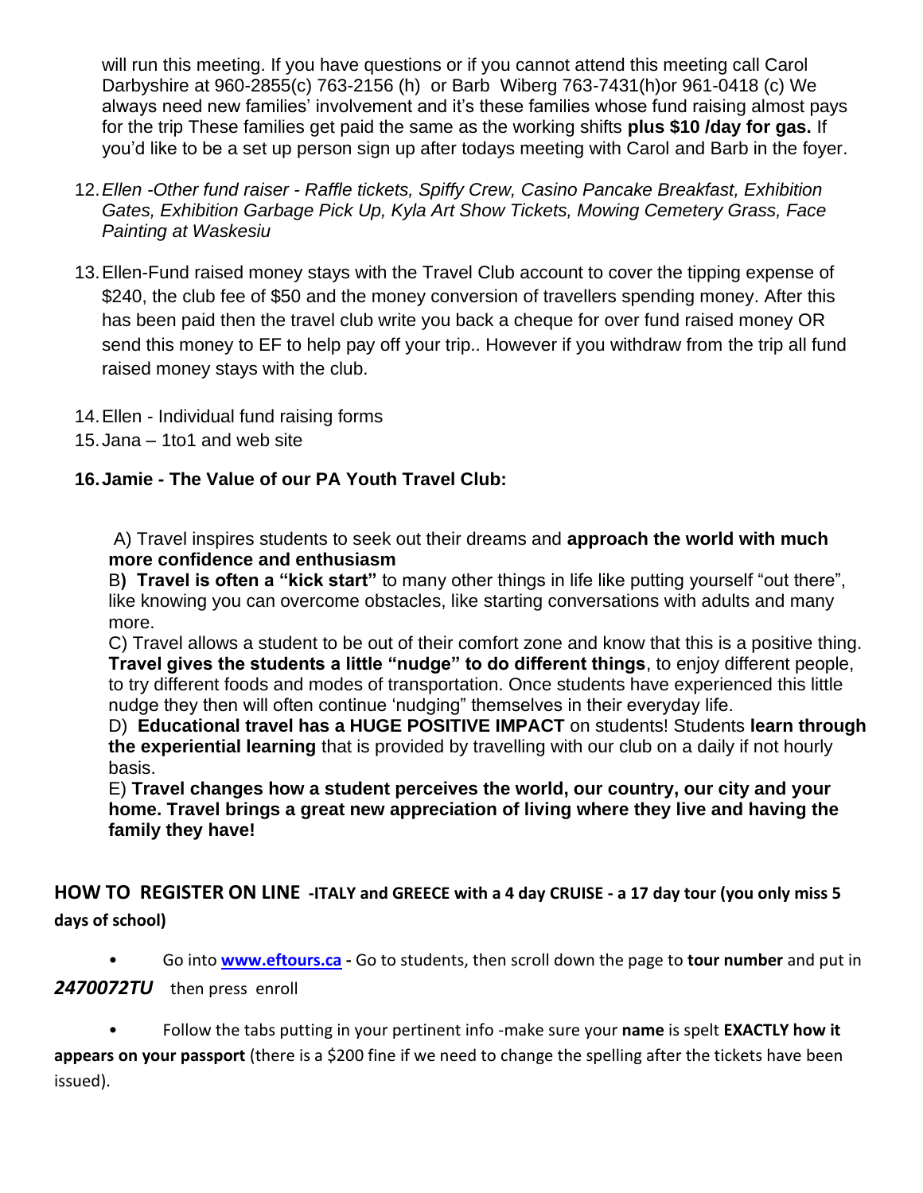will run this meeting. If you have questions or if you cannot attend this meeting call Carol Darbyshire at 960-2855(c) 763-2156 (h) or Barb Wiberg 763-7431(h)or 961-0418 (c) We always need new families' involvement and it's these families whose fund raising almost pays for the trip These families get paid the same as the working shifts **plus $10 /day for gas.** If you'd like to be a set up person sign up after todays meeting with Carol and Barb in the foyer.

12. *Ellen -Other fund raiser - Raffle tickets, Spiffy Crew, Casino Pancake Breakfast, Exhibition Gates, Exhibition Garbage Pick Up, Kyla Art Show Tickets, Mowing Cemetery Grass, Face Painting at Waskesiu*

13. Ellen-Fund raised money stays with the Travel Club account to cover the tipping expense of $240, the club fee of $50 and the money conversion of travellers spending money. After this has been paid then the travel club write you back a cheque for over fund raised money OR send this money to EF to help pay off your trip.. However if you withdraw from the trip all fund raised money stays with the club.

14. Ellen - Individual fund raising forms
15. Jana – 1to1 and web site

16. **Jamie - The Value of our PA Youth Travel Club:**

A) Travel inspires students to seek out their dreams and **approach the world with much more confidence and enthusiasm**

B**) Travel is often a "kick start"** to many other things in life like putting yourself "out there", like knowing you can overcome obstacles, like starting conversations with adults and many more.

C) Travel allows a student to be out of their comfort zone and know that this is a positive thing. **Travel gives the students a little "nudge" to do different things**, to enjoy different people, to try different foods and modes of transportation. Once students have experienced this little nudge they then will often continue 'nudging" themselves in their everyday life.

D) **Educational travel has a HUGE POSITIVE IMPACT** on students! Students **learn through the experiential learning** that is provided by travelling with our club on a daily if not hourly basis.

E) **Travel changes how a student perceives the world, our country, our city and your home. Travel brings a great new appreciation of living where they live and having the family they have!**

## HOW TO REGISTER ON LINE -ITALY and GREECE with a 4 day CRUISE - a 17 day tour (you only miss 5 days of school)

- Go into **www.eftours.ca -** Go to students, then scroll down the page to **tour number** and put in ***2470072TU*** then press enroll

- Follow the tabs putting in your pertinent info -make sure your **name** is spelt **EXACTLY how it appears on your passport** (there is a $200 fine if we need to change the spelling after the tickets have been issued).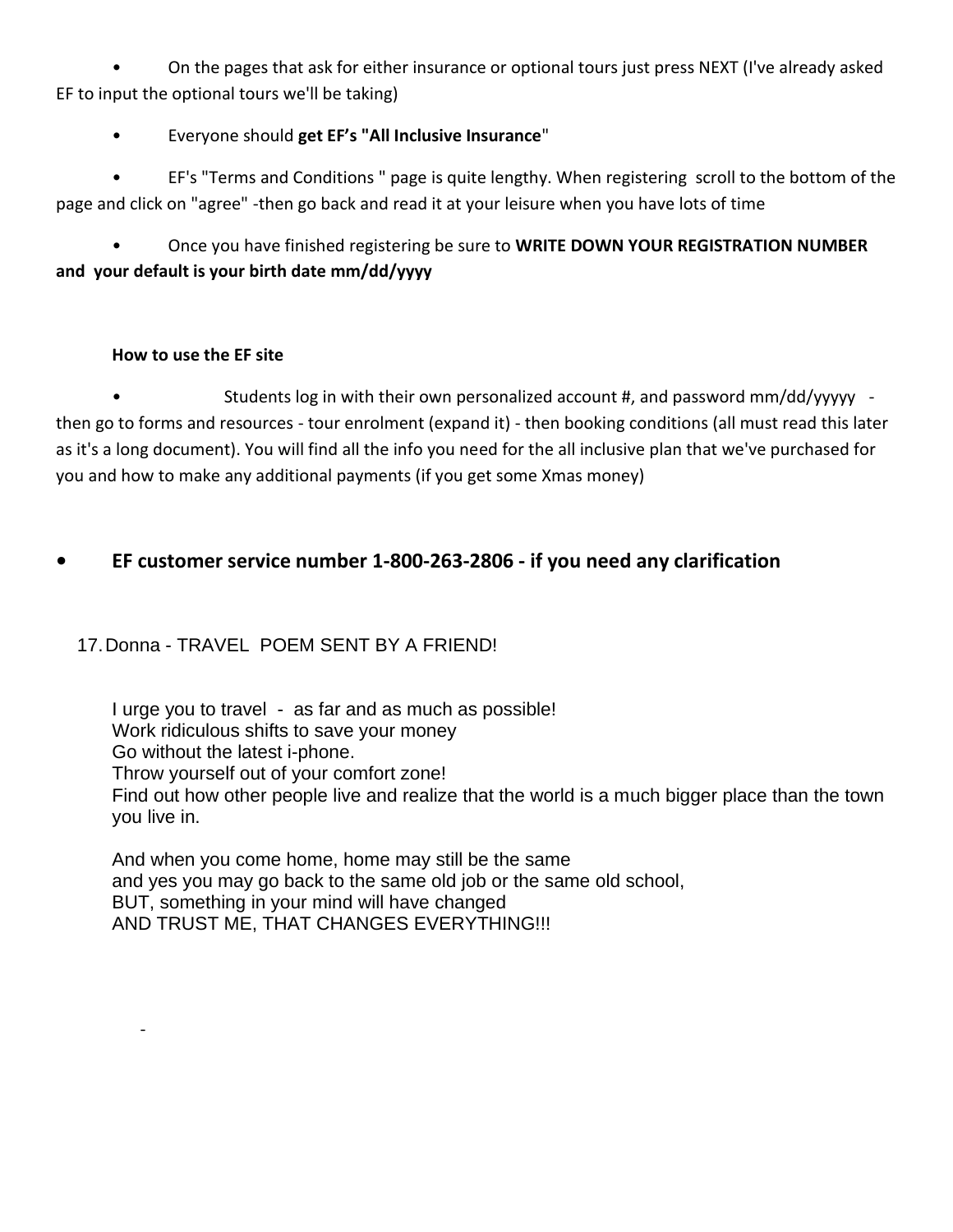- On the pages that ask for either insurance or optional tours just press NEXT (I've already asked EF to input the optional tours we'll be taking)
- Everyone should **get EF's "All Inclusive Insurance**"
- EF's "Terms and Conditions " page is quite lengthy. When registering scroll to the bottom of the page and click on "agree" -then go back and read it at your leisure when you have lots of time
- Once you have finished registering be sure to **WRITE DOWN YOUR REGISTRATION NUMBER and your default is your birth date mm/dd/yyyy**

**How to use the EF site**

- Students log in with their own personalized account #, and password mm/dd/yyyyy - then go to forms and resources - tour enrolment (expand it) - then booking conditions (all must read this later as it's a long document). You will find all the info you need for the all inclusive plan that we've purchased for you and how to make any additional payments (if you get some Xmas money)

- **EF customer service number 1-800-263-2806 - if you need any clarification**

17. Donna - TRAVEL POEM SENT BY A FRIEND!

I urge you to travel - as far and as much as possible!
Work ridiculous shifts to save your money
Go without the latest i-phone.
Throw yourself out of your comfort zone!
Find out how other people live and realize that the world is a much bigger place than the town you live in.

And when you come home, home may still be the same
and yes you may go back to the same old job or the same old school,
BUT, something in your mind will have changed
AND TRUST ME, THAT CHANGES EVERYTHING!!!

-